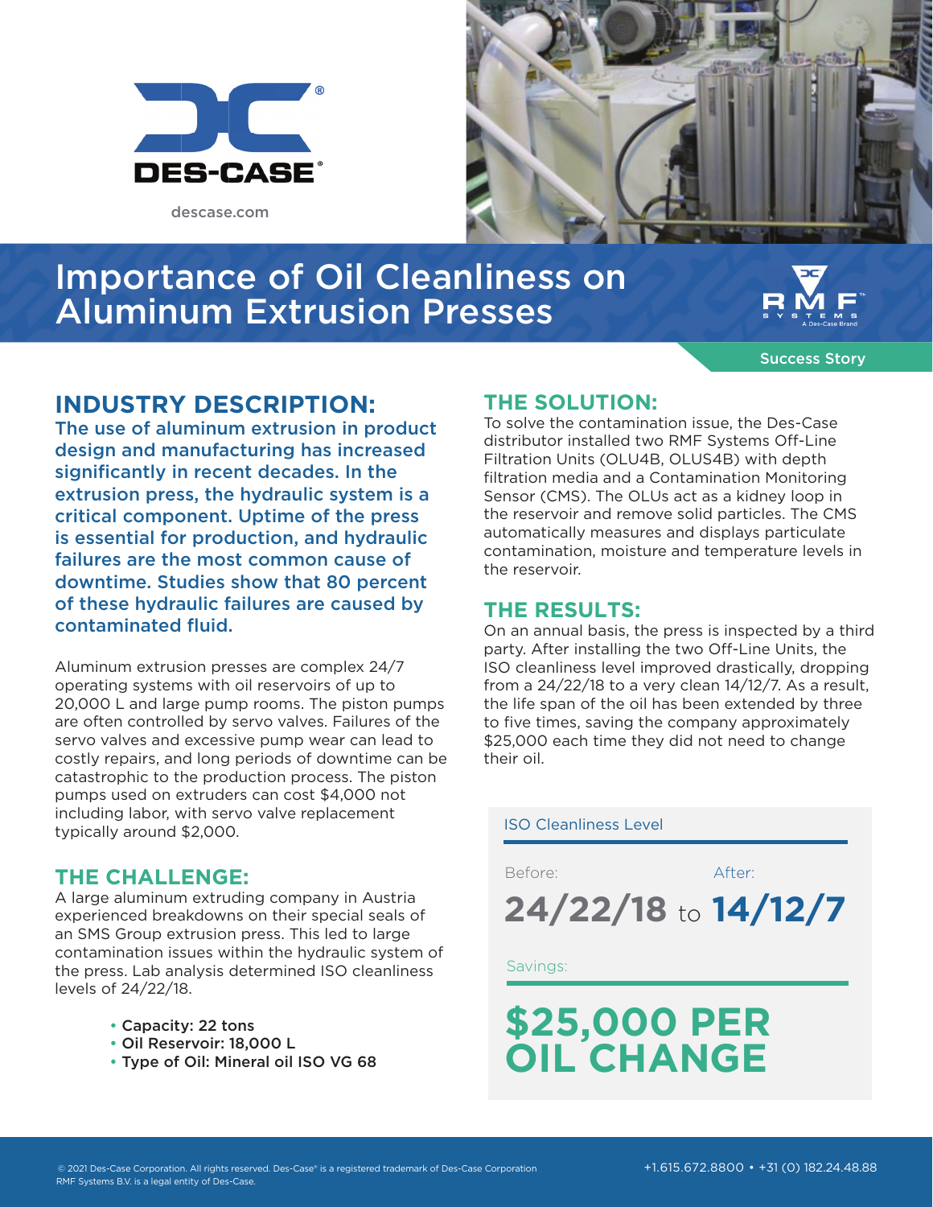DES-CASE®

descase.com

# Importance of Oil Cleanliness on Aluminum Extrusion Presses

RMF SYSTEMS – A Des-Case Brand

Success Story

## INDUSTRY DESCRIPTION:

**The use of aluminum extrusion in product design and manufacturing has increased significantly in recent decades. In the extrusion press, the hydraulic system is a critical component. Uptime of the press is essential for production, and hydraulic failures are the most common cause of downtime. Studies show that 80 percent of these hydraulic failures are caused by contaminated fluid.**

Aluminum extrusion presses are complex 24/7 operating systems with oil reservoirs of up to 20,000 L and large pump rooms. The piston pumps are often controlled by servo valves. Failures of the servo valves and excessive pump wear can lead to costly repairs, and long periods of downtime can be catastrophic to the production process. The piston pumps used on extruders can cost $4,000 not including labor, with servo valve replacement typically around $2,000.

## THE CHALLENGE:

A large aluminum extruding company in Austria experienced breakdowns on their special seals of an SMS Group extrusion press. This led to large contamination issues within the hydraulic system of the press. Lab analysis determined ISO cleanliness levels of 24/22/18.

- **Capacity: 22 tons**
- **Oil Reservoir: 18,000 L**
- **Type of Oil: Mineral oil ISO VG 68**

## THE SOLUTION:

To solve the contamination issue, the Des-Case distributor installed two RMF Systems Off-Line Filtration Units (OLU4B, OLUS4B) with depth filtration media and a Contamination Monitoring Sensor (CMS). The OLUs act as a kidney loop in the reservoir and remove solid particles. The CMS automatically measures and displays particulate contamination, moisture and temperature levels in the reservoir.

## THE RESULTS:

On an annual basis, the press is inspected by a third party. After installing the two Off-Line Units, the ISO cleanliness level improved drastically, dropping from a 24/22/18 to a very clean 14/12/7. As a result, the life span of the oil has been extended by three to five times, saving the company approximately $25,000 each time they did not need to change their oil.

ISO Cleanliness Level

Before: **24/22/18** to After: **14/12/7**

Savings:

**$25,000 PER OIL CHANGE**

© 2021 Des-Case Corporation. All rights reserved. Des-Case® is a registered trademark of Des-Case Corporation
RMF Systems B.V. is a legal entity of Des-Case.

+1.615.672.8800 • +31 (0) 182.24.48.88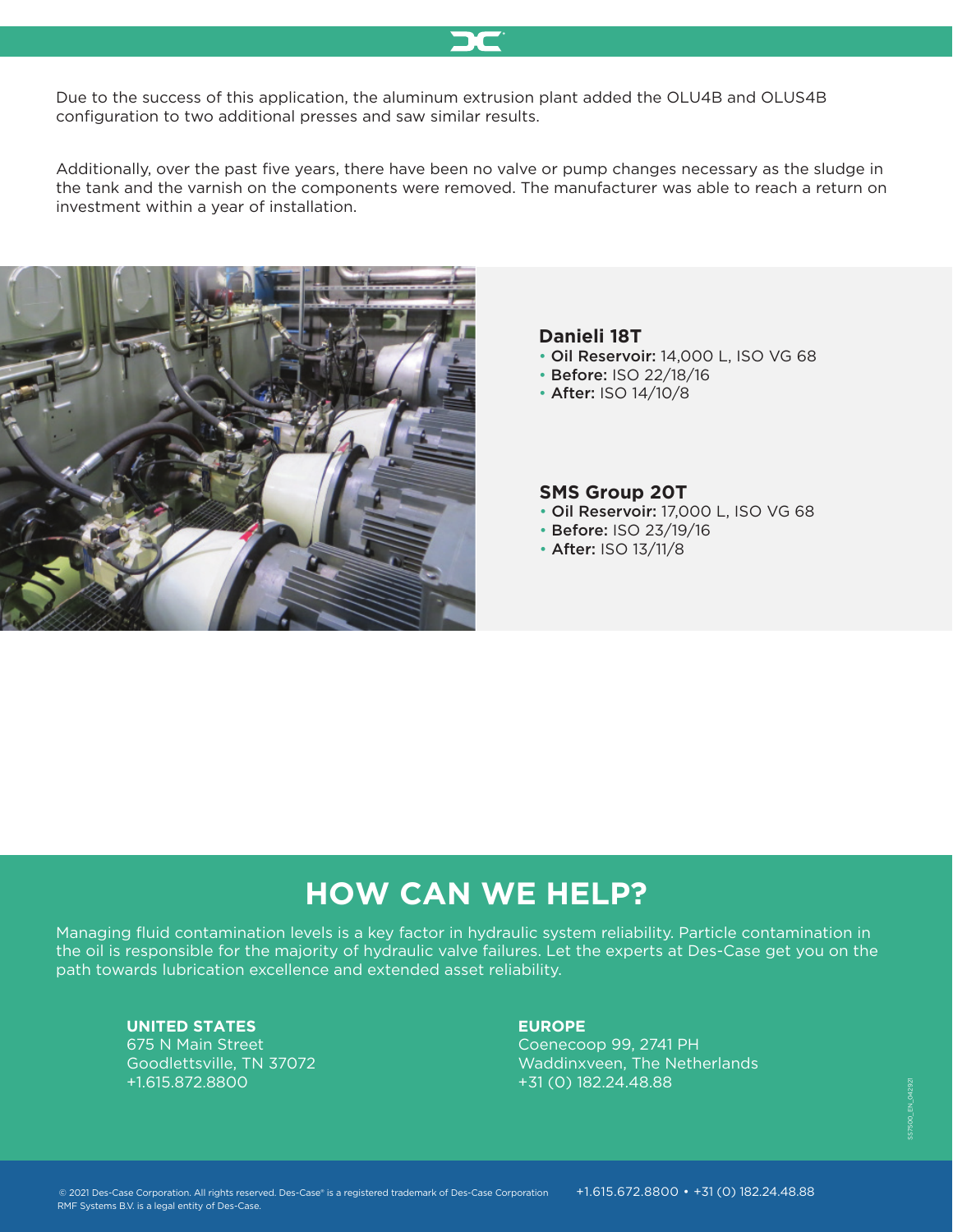Due to the success of this application, the aluminum extrusion plant added the OLU4B and OLUS4B configuration to two additional presses and saw similar results.

Additionally, over the past five years, there have been no valve or pump changes necessary as the sludge in the tank and the varnish on the components were removed. The manufacturer was able to reach a return on investment within a year of installation.

**Danieli 18T**

- **Oil Reservoir:** 14,000 L, ISO VG 68
- **Before:** ISO 22/18/16
- **After:** ISO 14/10/8

**SMS Group 20T**

- **Oil Reservoir:** 17,000 L, ISO VG 68
- **Before:** ISO 23/19/16
- **After:** ISO 13/11/8

## HOW CAN WE HELP?

Managing fluid contamination levels is a key factor in hydraulic system reliability. Particle contamination in the oil is responsible for the majority of hydraulic valve failures. Let the experts at Des-Case get you on the path towards lubrication excellence and extended asset reliability.

**UNITED STATES**
675 N Main Street
Goodlettsville, TN 37072
+1.615.872.8800

**EUROPE**
Coenecoop 99, 2741 PH
Waddinxveen, The Netherlands
+31 (0) 182.24.48.88

SS7500_EN_042921

© 2021 Des-Case Corporation. All rights reserved. Des-Case® is a registered trademark of Des-Case Corporation
RMF Systems B.V. is a legal entity of Des-Case.

+1.615.672.8800 • +31 (0) 182.24.48.88